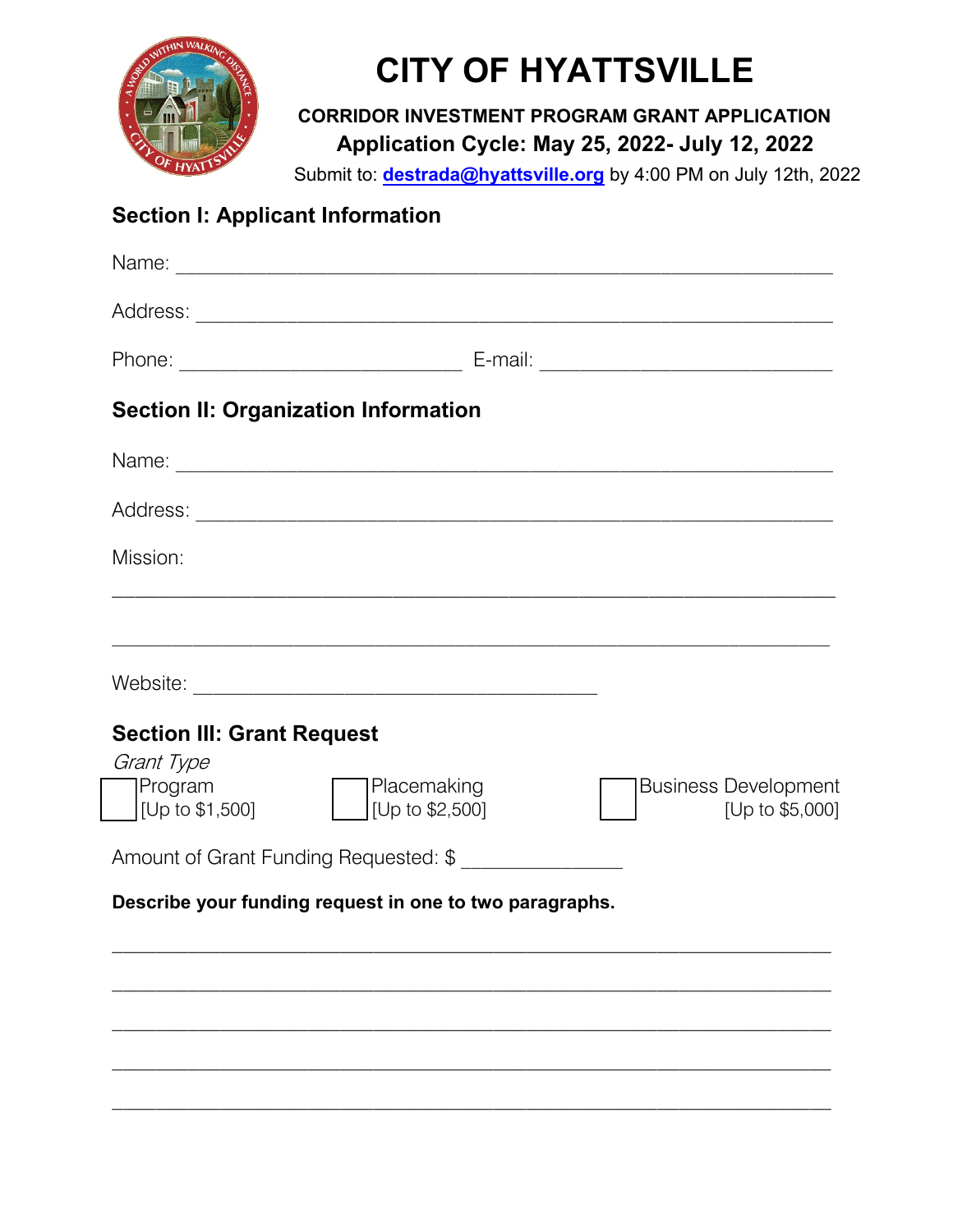# CITY OF HYATTSVILLE

**CORRIDOR INVESTMENT PROGRAM GRANT APPLICATION**

**Application Cycle: May 25, 2022- July 12, 2022**

Submit to: **destrada@hyattsville.org** by 4:00 PM on July 12th, 2022

## Section I: Applicant Information

Name: ______________________________________________________________

Address: ____________________________________________________________

Phone: ___________________________ E-mail: ____________________________

## Section II: Organization Information

Name: ______________________________________________________________

Address: ____________________________________________________________

Mission:

_____________________________________________________________________

_____________________________________________________________________

Website: _____________________________________

## Section III: Grant Request

*Grant Type*

☐ Program [Up to $1,500]  ☐ Placemaking [Up to $2,500]  ☐ Business Development [Up to $5,000]

Amount of Grant Funding Requested: $ _______________

**Describe your funding request in one to two paragraphs.**

_____________________________________________________________________

_____________________________________________________________________

_____________________________________________________________________

_____________________________________________________________________

_____________________________________________________________________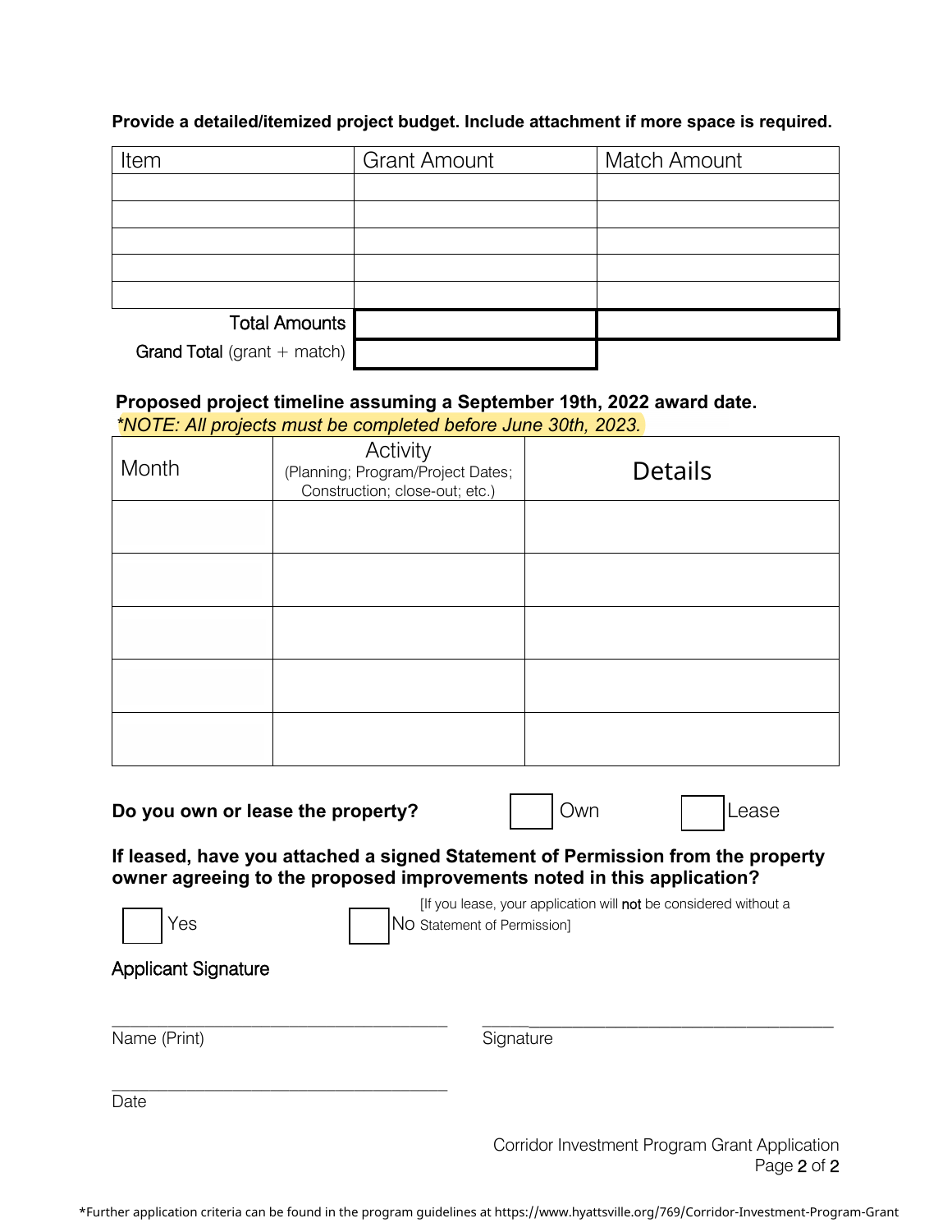**Provide a detailed/itemized project budget. Include attachment if more space is required.**

| Item | Grant Amount | Match Amount |
|---|---|---|
| | | |
| | | |
| | | |
| | | |
| | | |
| Total Amounts | | |
| Grand Total (grant + match) | | |

**Proposed project timeline assuming a September 19th, 2022 award date.**
*\*NOTE: All projects must be completed before June 30th, 2023.*

| Month | Activity (Planning; Program/Project Dates; Construction; close-out; etc.) | Details |
|---|---|---|
| | | |
| | | |
| | | |
| | | |
| | | |

**Do you own or lease the property?** ☐ Own ☐ Lease

**If leased, have you attached a signed Statement of Permission from the property owner agreeing to the proposed improvements noted in this application?**

☐ Yes ☐ No [If you lease, your application will **not** be considered without a Statement of Permission]

Applicant Signature

\_\_\_\_\_\_\_\_\_\_\_\_\_\_\_\_\_\_\_\_\_\_\_\_\_\_\_\_\_\_\_\_\_\_\_\_\_\_\_\_
Name (Print)

\_\_\_\_\_\_\_\_\_\_\_\_\_\_\_\_\_\_\_\_\_\_\_\_\_\_\_\_\_\_\_\_\_\_\_\_\_\_\_\_
Signature

\_\_\_\_\_\_\_\_\_\_\_\_\_\_\_\_\_\_\_\_\_\_\_\_\_\_\_\_\_\_\_\_\_\_\_\_\_\_\_\_
Date

Corridor Investment Program Grant Application

*Further application criteria can be found in the program guidelines at https://www.hyattsville.org/769/Corridor-Investment-Program-Grant